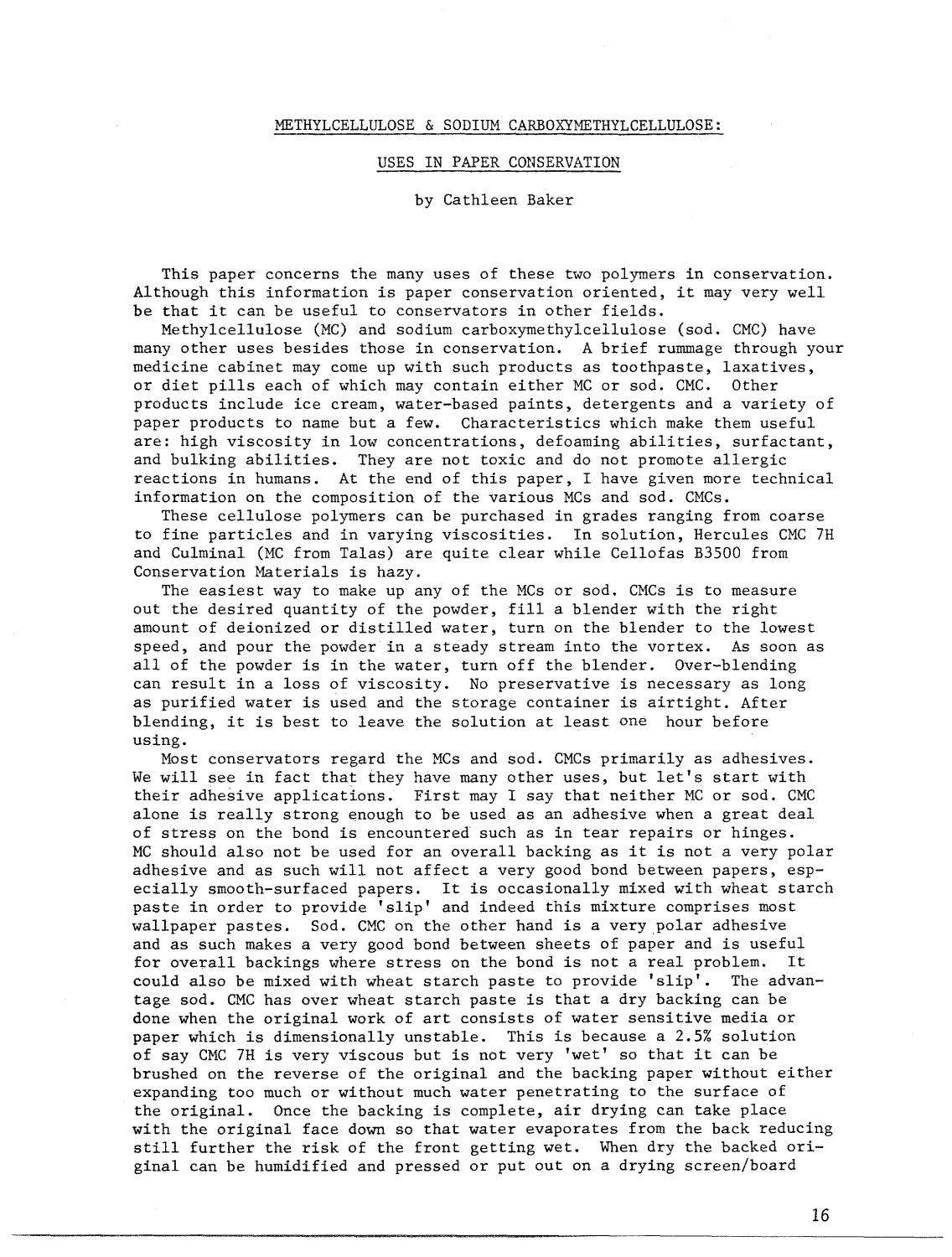# METHYLCELLULOSE & SODIUM CARBOXYMETHYLCELLULOSE:

## USES IN PAPER CONSERVATION

by Cathleen Baker

This paper concerns the many uses of these two polymers in conservation. Although this information is paper conservation oriented, it may very well be that it can be useful to conservators in other fields.

Methylcellulose (MC) and sodium carboxymethylcellulose (sod. CMC) have many other uses besides those in conservation. A brief rummage through your medicine cabinet may come up with such products as toothpaste, laxatives, or diet pills each of which may contain either MC or sod. CMC. Other products include ice cream, water-based paints, detergents and a variety of paper products to name but a few. Characteristics which make them useful are: high viscosity in low concentrations, defoaming abilities, surfactant, and bulking abilities. They are not toxic and do not promote allergic reactions in humans. At the end of this paper, I have given more technical information on the composition of the various MCs and sod. CMCs.

These cellulose polymers can be purchased in grades ranging from coarse to fine particles and in varying viscosities. In solution, Hercules CMC 7H and Culminal (MC from Talas) are quite clear while Cellofas B3500 from Conservation Materials is hazy.

The easiest way to make up any of the MCs or sod. CMCs is to measure out the desired quantity of the powder, fill a blender with the right amount of deionized or distilled water, turn on the blender to the lowest speed, and pour the powder in a steady stream into the vortex. As soon as all of the powder is in the water, turn off the blender. Over-blending can result in a loss of viscosity. No preservative is necessary as long as purified water is used and the storage container is airtight. After blending, it is best to leave the solution at least one hour before using.

Most conservators regard the MCs and sod. CMCs primarily as adhesives. We will see in fact that they have many other uses, but let's start with their adhesive applications. First may I say that neither MC or sod. CMC alone is really strong enough to be used as an adhesive when a great deal of stress on the bond is encountered such as in tear repairs or hinges. MC should also not be used for an overall backing as it is not a very polar adhesive and as such will not affect a very good bond between papers, especially smooth-surfaced papers. It is occasionally mixed with wheat starch paste in order to provide 'slip' and indeed this mixture comprises most wallpaper pastes. Sod. CMC on the other hand is a very polar adhesive and as such makes a very good bond between sheets of paper and is useful for overall backings where stress on the bond is not a real problem. It could also be mixed with wheat starch paste to provide 'slip'. The advantage sod. CMC has over wheat starch paste is that a dry backing can be done when the original work of art consists of water sensitive media or paper which is dimensionally unstable. This is because a 2.5% solution of say CMC 7H is very viscous but is not very 'wet' so that it can be brushed on the reverse of the original and the backing paper without either expanding too much or without much water penetrating to the surface of the original. Once the backing is complete, air drying can take place with the original face down so that water evaporates from the back reducing still further the risk of the front getting wet. When dry the backed original can be humidified and pressed or put out on a drying screen/board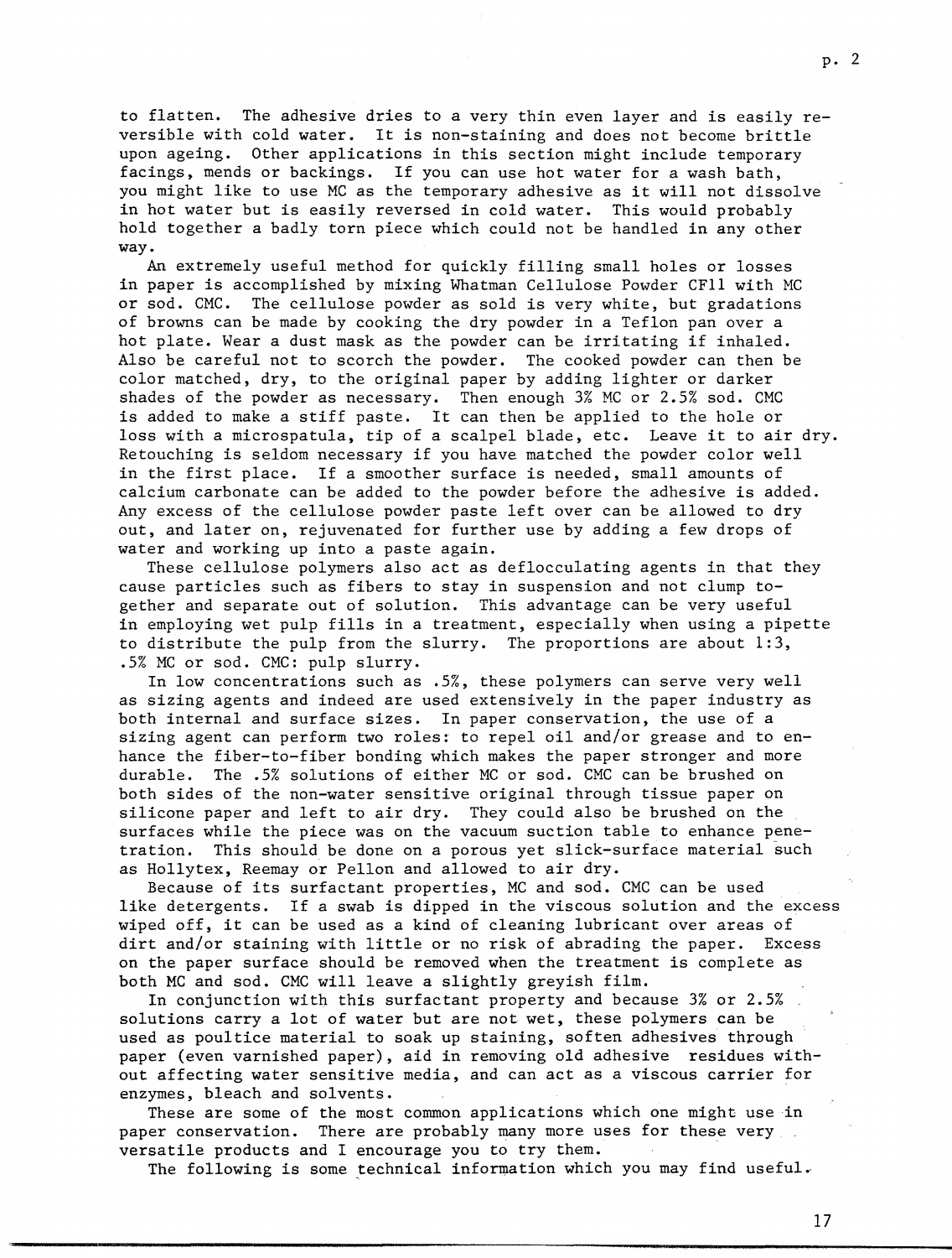to flatten. The adhesive dries to a very thin even layer and is easily reversible with cold water. It is non-staining and does not become brittle upon ageing. Other applications in this section might include temporary facings, mends or backings. If you can use hot water for a wash bath, you might like to use MC as the temporary adhesive as it will not dissolve in hot water but is easily reversed in cold water. This would probably hold together a badly torn piece which could not be handled in any other way.

An extremely useful method for quickly filling small holes or losses in paper is accomplished by mixing Whatman Cellulose Powder CF11 with MC or sod. CMC. The cellulose powder as sold is very white, but gradations of browns can be made by cooking the dry powder in a Teflon pan over a hot plate. Wear a dust mask as the powder can be irritating if inhaled. Also be careful not to scorch the powder. The cooked powder can then be color matched, dry, to the original paper by adding lighter or darker shades of the powder as necessary. Then enough 3% MC or 2.5% sod. CMC is added to make a stiff paste. It can then be applied to the hole or loss with a microspatula, tip of a scalpel blade, etc. Leave it to air dry. Retouching is seldom necessary if you have matched the powder color well in the first place. If a smoother surface is needed, small amounts of calcium carbonate can be added to the powder before the adhesive is added. Any excess of the cellulose powder paste left over can be allowed to dry out, and later on, rejuvenated for further use by adding a few drops of water and working up into a paste again.

These cellulose polymers also act as deflocculating agents in that they cause particles such as fibers to stay in suspension and not clump together and separate out of solution. This advantage can be very useful in employing wet pulp fills in a treatment, especially when using a pipette to distribute the pulp from the slurry. The proportions are about 1:3, .5% MC or sod. CMC: pulp slurry.

In low concentrations such as .5%, these polymers can serve very well as sizing agents and indeed are used extensively in the paper industry as both internal and surface sizes. In paper conservation, the use of a sizing agent can perform two roles: to repel oil and/or grease and to enhance the fiber-to-fiber bonding which makes the paper stronger and more durable. The .5% solutions of either MC or sod. CMC can be brushed on both sides of the non-water sensitive original through tissue paper on silicone paper and left to air dry. They could also be brushed on the surfaces while the piece was on the vacuum suction table to enhance penetration. This should be done on a porous yet slick-surface material such as Hollytex, Reemay or Pellon and allowed to air dry.

Because of its surfactant properties, MC and sod. CMC can be used like detergents. If a swab is dipped in the viscous solution and the excess wiped off, it can be used as a kind of cleaning lubricant over areas of dirt and/or staining with little or no risk of abrading the paper. Excess on the paper surface should be removed when the treatment is complete as both MC and sod. CMC will leave a slightly greyish film.

In conjunction with this surfactant property and because 3% or 2.5% solutions carry a lot of water but are not wet, these polymers can be used as poultice material to soak up staining, soften adhesives through paper (even varnished paper), aid in removing old adhesive residues without affecting water sensitive media, and can act as a viscous carrier for enzymes, bleach and solvents.

These are some of the most common applications which one might use in paper conservation. There are probably many more uses for these very versatile products and I encourage you to try them.

The following is some technical information which you may find useful.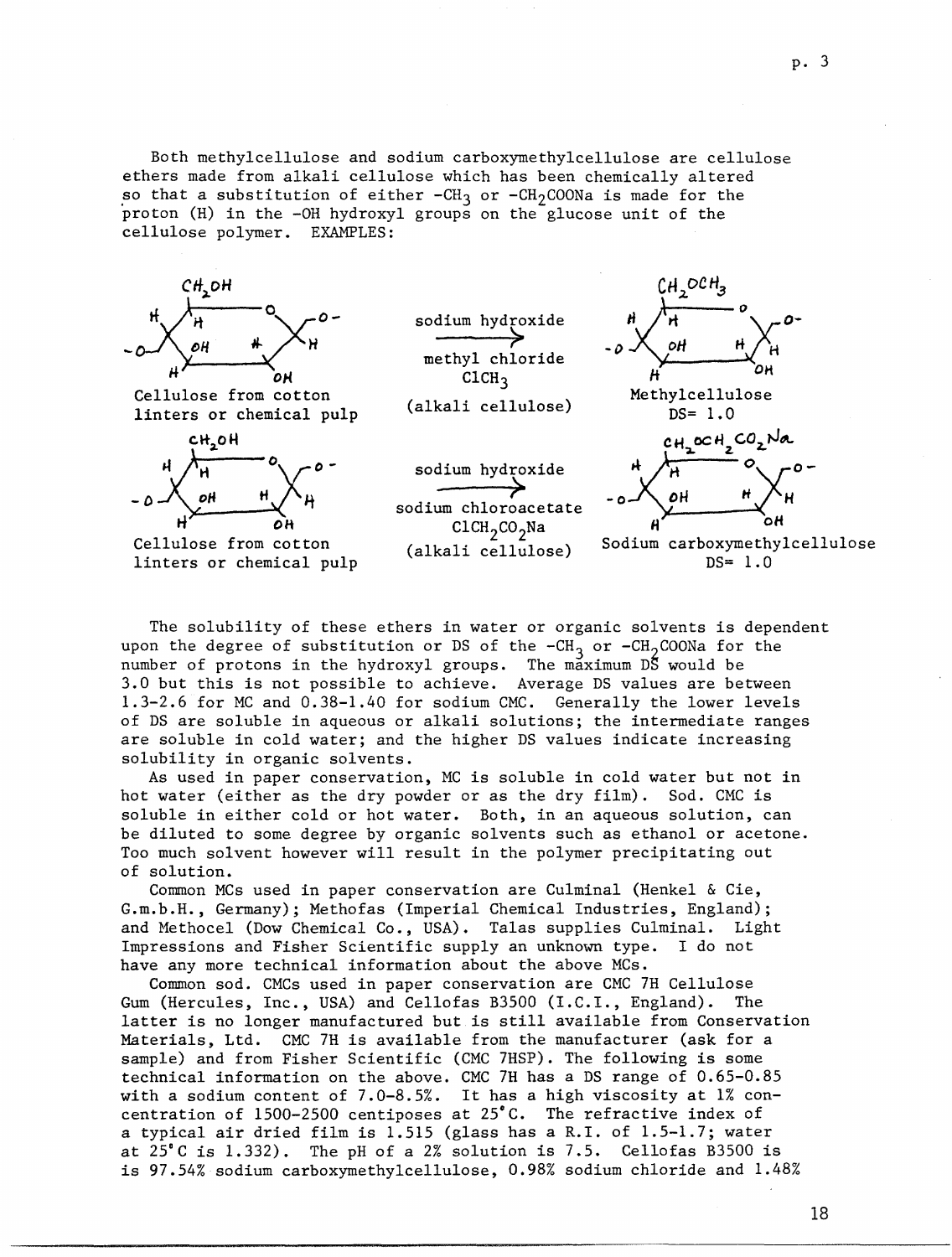Both methylcellulose and sodium carboxymethylcellulose are cellulose ethers made from alkali cellulose which has been chemically altered so that a substitution of either $-CH_3$ or $-CH_2COONa$ is made for the proton (H) in the -OH hydroxyl groups on the glucose unit of the cellulose polymer. EXAMPLES:

Cellulose from cotton linters or chemical pulp → sodium hydroxide, methyl chloride $ClCH_3$ (alkali cellulose) → Methylcellulose DS= 1.0

Cellulose from cotton linters or chemical pulp → sodium hydroxide, sodium chloroacetate $ClCH_2CO_2Na$ (alkali cellulose) → Sodium carboxymethylcellulose DS= 1.0

The solubility of these ethers in water or organic solvents is dependent upon the degree of substitution or DS of the $-CH_3$ or $-CH_2COONa$ for the number of protons in the hydroxyl groups. The maximum DS would be 3.0 but this is not possible to achieve. Average DS values are between 1.3-2.6 for MC and 0.38-1.40 for sodium CMC. Generally the lower levels of DS are soluble in aqueous or alkali solutions; the intermediate ranges are soluble in cold water; and the higher DS values indicate increasing solubility in organic solvents.

As used in paper conservation, MC is soluble in cold water but not in hot water (either as the dry powder or as the dry film). Sod. CMC is soluble in either cold or hot water. Both, in an aqueous solution, can be diluted to some degree by organic solvents such as ethanol or acetone. Too much solvent however will result in the polymer precipitating out of solution.

Common MCs used in paper conservation are Culminal (Henkel & Cie, G.m.b.H., Germany); Methofas (Imperial Chemical Industries, England); and Methocel (Dow Chemical Co., USA). Talas supplies Culminal. Light Impressions and Fisher Scientific supply an unknown type. I do not have any more technical information about the above MCs.

Common sod. CMCs used in paper conservation are CMC 7H Cellulose Gum (Hercules, Inc., USA) and Cellofas B3500 (I.C.I., England). The latter is no longer manufactured but is still available from Conservation Materials, Ltd. CMC 7H is available from the manufacturer (ask for a sample) and from Fisher Scientific (CMC 7HSP). The following is some technical information on the above. CMC 7H has a DS range of 0.65-0.85 with a sodium content of 7.0-8.5%. It has a high viscosity at 1% concentration of 1500-2500 centiposes at 25°C. The refractive index of a typical air dried film is 1.515 (glass has a R.I. of 1.5-1.7; water at 25°C is 1.332). The pH of a 2% solution is 7.5. Cellofas B3500 is is 97.54% sodium carboxymethylcellulose, 0.98% sodium chloride and 1.48%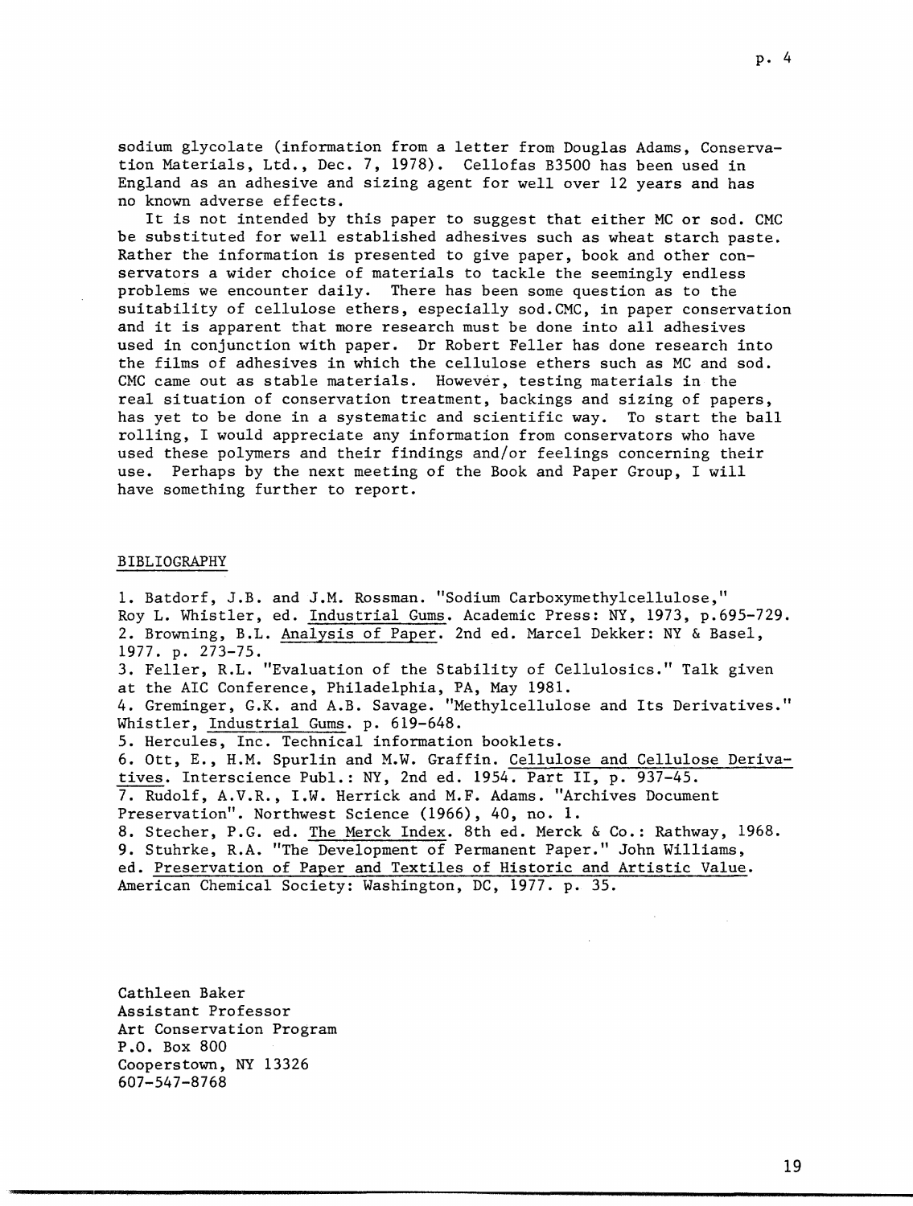sodium glycolate (information from a letter from Douglas Adams, Conservation Materials, Ltd., Dec. 7, 1978). Cellofas B3500 has been used in England as an adhesive and sizing agent for well over 12 years and has no known adverse effects.

It is not intended by this paper to suggest that either MC or sod. CMC be substituted for well established adhesives such as wheat starch paste. Rather the information is presented to give paper, book and other conservators a wider choice of materials to tackle the seemingly endless problems we encounter daily. There has been some question as to the suitability of cellulose ethers, especially sod.CMC, in paper conservation and it is apparent that more research must be done into all adhesives used in conjunction with paper. Dr Robert Feller has done research into the films of adhesives in which the cellulose ethers such as MC and sod. CMC came out as stable materials. However, testing materials in the real situation of conservation treatment, backings and sizing of papers, has yet to be done in a systematic and scientific way. To start the ball rolling, I would appreciate any information from conservators who have used these polymers and their findings and/or feelings concerning their use. Perhaps by the next meeting of the Book and Paper Group, I will have something further to report.

## BIBLIOGRAPHY

1. Batdorf, J.B. and J.M. Rossman. "Sodium Carboxymethylcellulose," Roy L. Whistler, ed. Industrial Gums. Academic Press: NY, 1973, p.695-729.
2. Browning, B.L. Analysis of Paper. 2nd ed. Marcel Dekker: NY & Basel, 1977. p. 273-75.
3. Feller, R.L. "Evaluation of the Stability of Cellulosics." Talk given at the AIC Conference, Philadelphia, PA, May 1981.
4. Greminger, G.K. and A.B. Savage. "Methylcellulose and Its Derivatives." Whistler, Industrial Gums. p. 619-648.
5. Hercules, Inc. Technical information booklets.
6. Ott, E., H.M. Spurlin and M.W. Graffin. Cellulose and Cellulose Derivatives. Interscience Publ.: NY, 2nd ed. 1954. Part II, p. 937-45.
7. Rudolf, A.V.R., I.W. Herrick and M.F. Adams. "Archives Document Preservation". Northwest Science (1966), 40, no. 1.
8. Stecher, P.G. ed. The Merck Index. 8th ed. Merck & Co.: Rathway, 1968.
9. Stuhrke, R.A. "The Development of Permanent Paper." John Williams, ed. Preservation of Paper and Textiles of Historic and Artistic Value. American Chemical Society: Washington, DC, 1977. p. 35.

Cathleen Baker
Assistant Professor
Art Conservation Program
P.O. Box 800
Cooperstown, NY 13326
607-547-8768